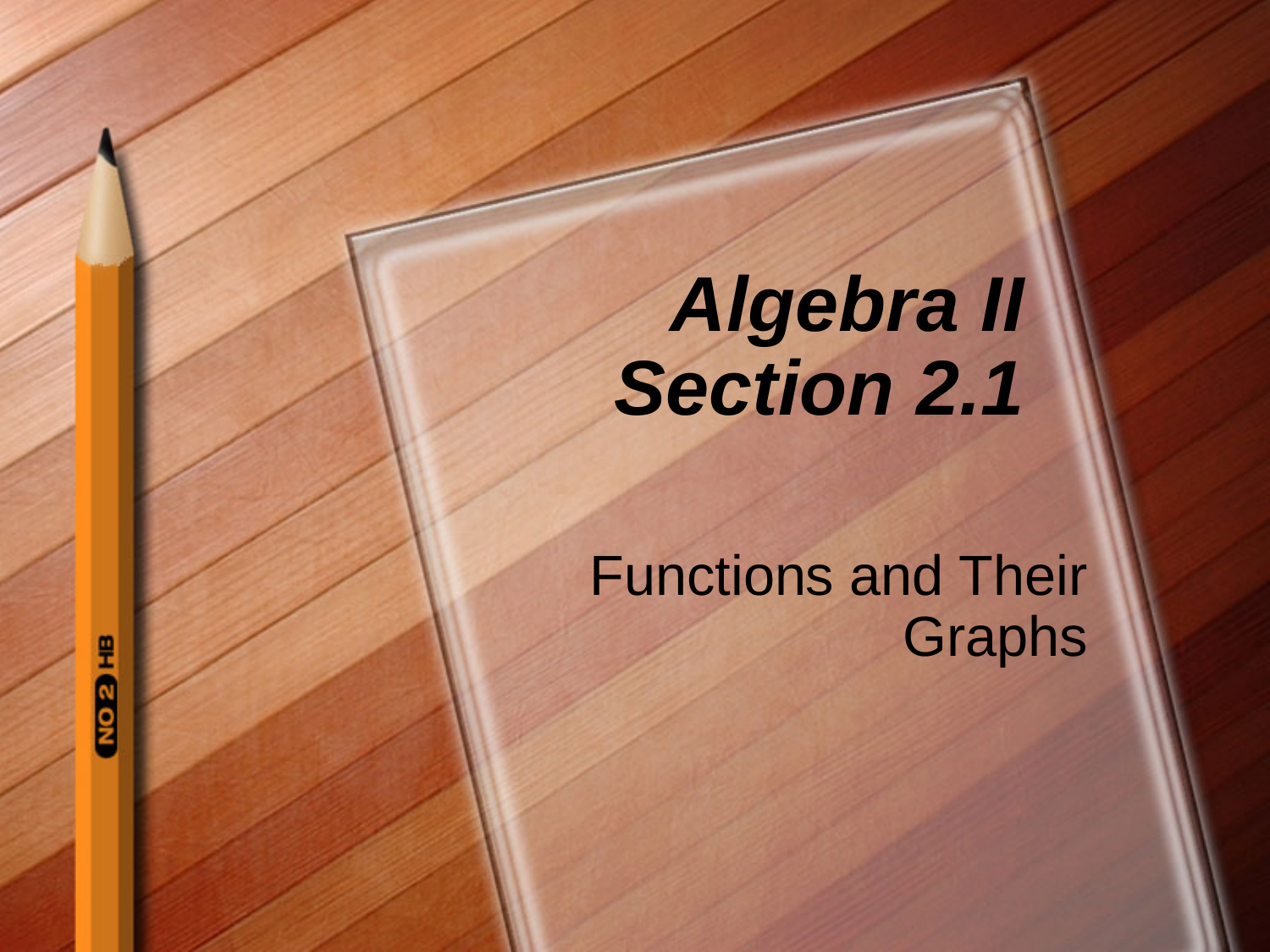# *Algebra II Section 2.1*

Functions and Their Graphs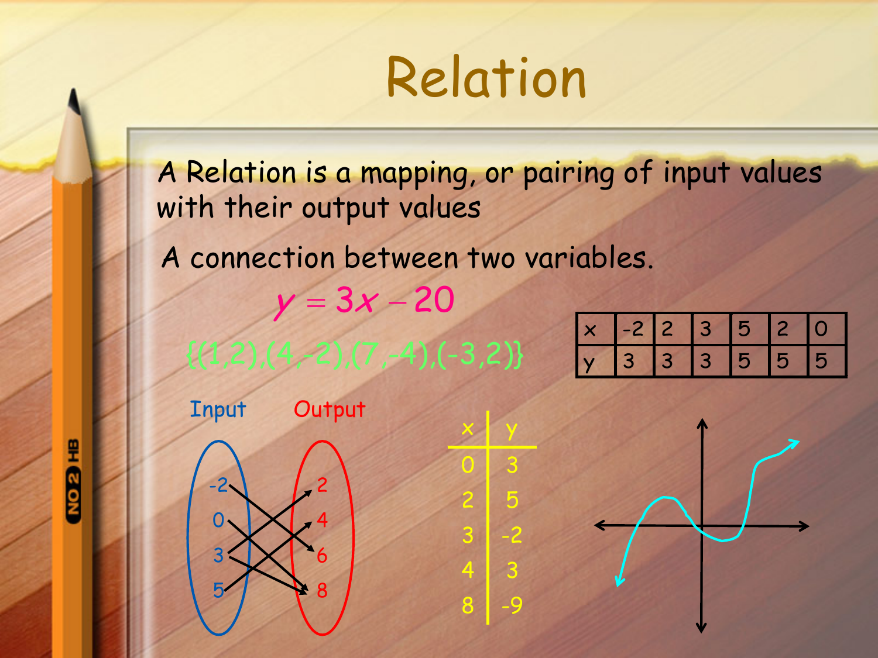# Relation

A Relation is a mapping, or pairing of input values with their output values

A connection between two variables.

$$y = 3x - 20$$

$\{(1,2),(4,-2),(7,-4),(-3,2)\}$

| x | -2 | 2 | 3 | 5 | 2 | 0 |
|---|---|---|---|---|---|---|
| y | 3 | 3 | 3 | 5 | 5 | 5 |

Input: -2, 0, 3, 5

Output: 2, 4, 6, 8

| x | y |
|---|---|
| 0 | 3 |
| 2 | 5 |
| 3 | -2 |
| 4 | 3 |
| 8 | -9 |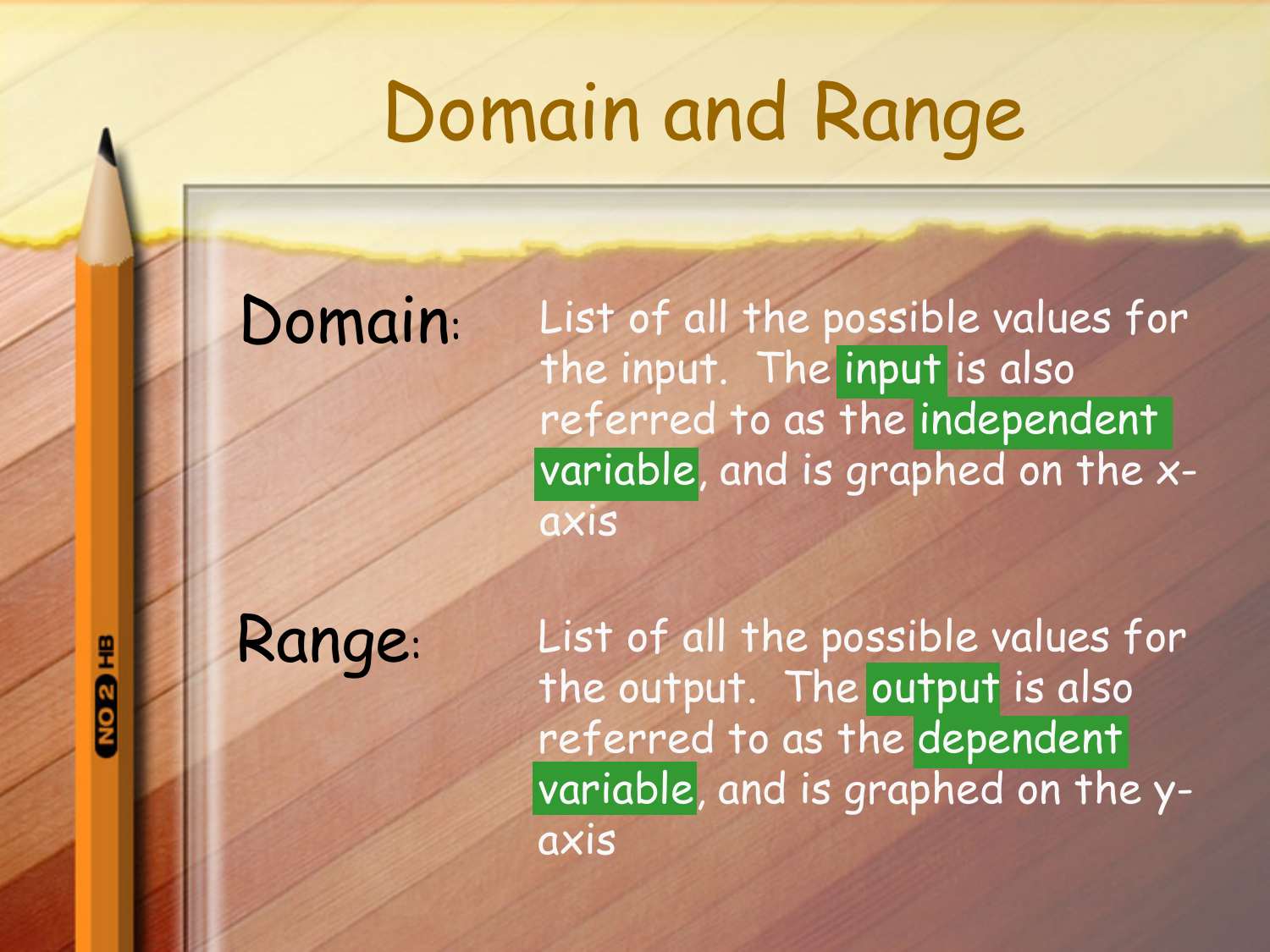# Domain and Range

**Domain:** List of all the possible values for the input. The input is also referred to as the independent variable, and is graphed on the x-axis

**Range:** List of all the possible values for the output. The output is also referred to as the dependent variable, and is graphed on the y-axis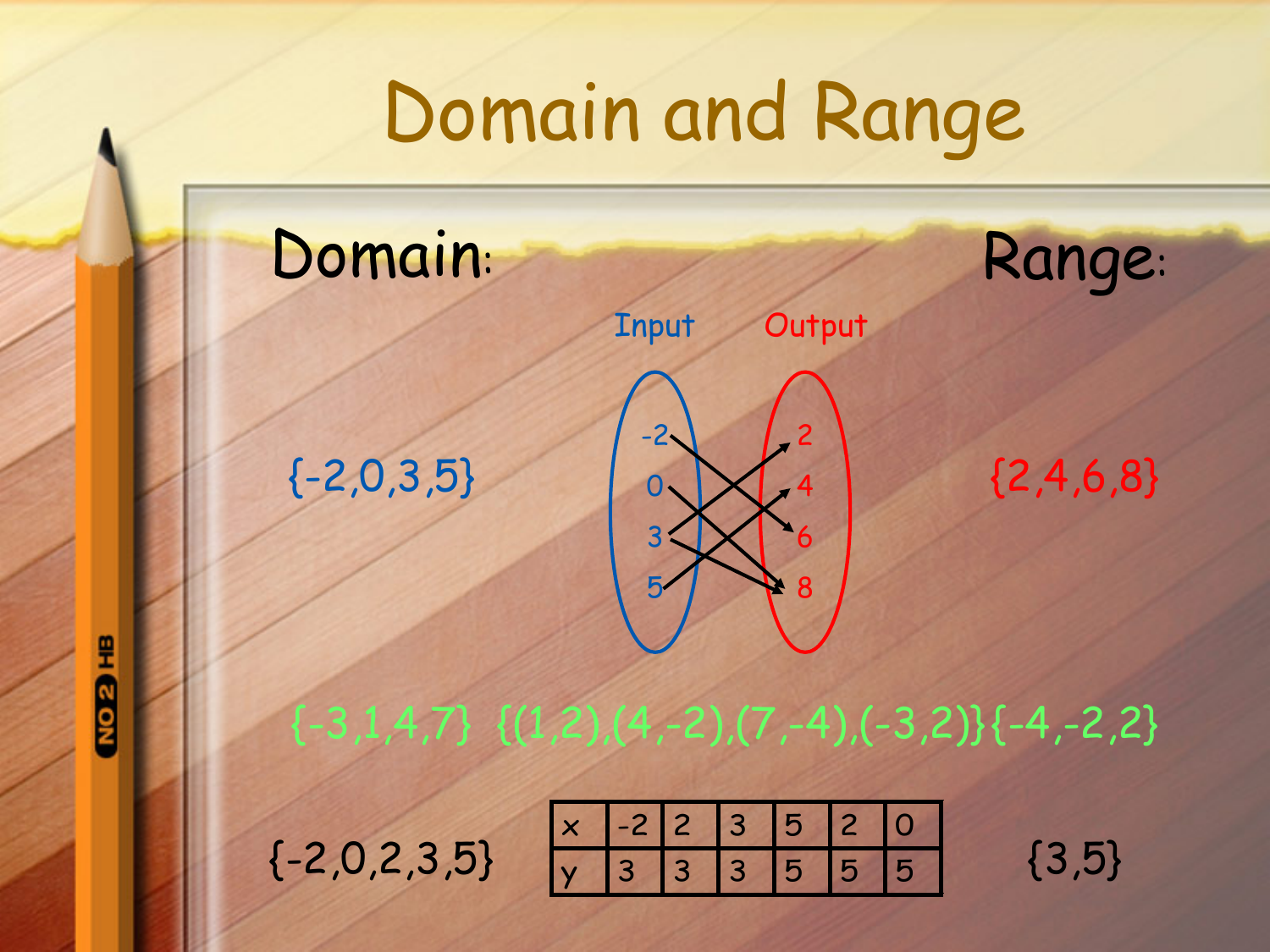# Domain and Range

**Domain:** **Range:**

Input Output

$\{-2, 0, 3, 5\}$ $\{2, 4, 6, 8\}$

$\{-3, 1, 4, 7\}$ $\{(1,2), (4,-2), (7,-4), (-3,2)\}$ $\{-4, -2, 2\}$

$\{-2, 0, 2, 3, 5\}$

| x | -2 | 2 | 3 | 5 | 2 | 0 |
|---|---|---|---|---|---|---|
| y | 3 | 3 | 3 | 5 | 5 | 5 |

$\{3, 5\}$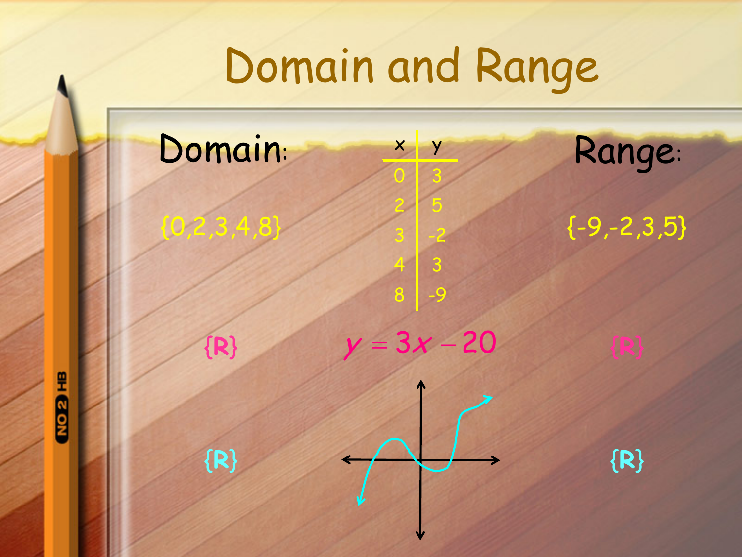# Domain and Range

**Domain:**

{0,2,3,4,8}

| x | y |
|---|---|
| 0 | 3 |
| 2 | 5 |
| 3 | -2 |
| 4 | 3 |
| 8 | -9 |

**Range:**

{-9,-2,3,5}

{R}

$$y = 3x - 20$$

{R}

{R}

{R}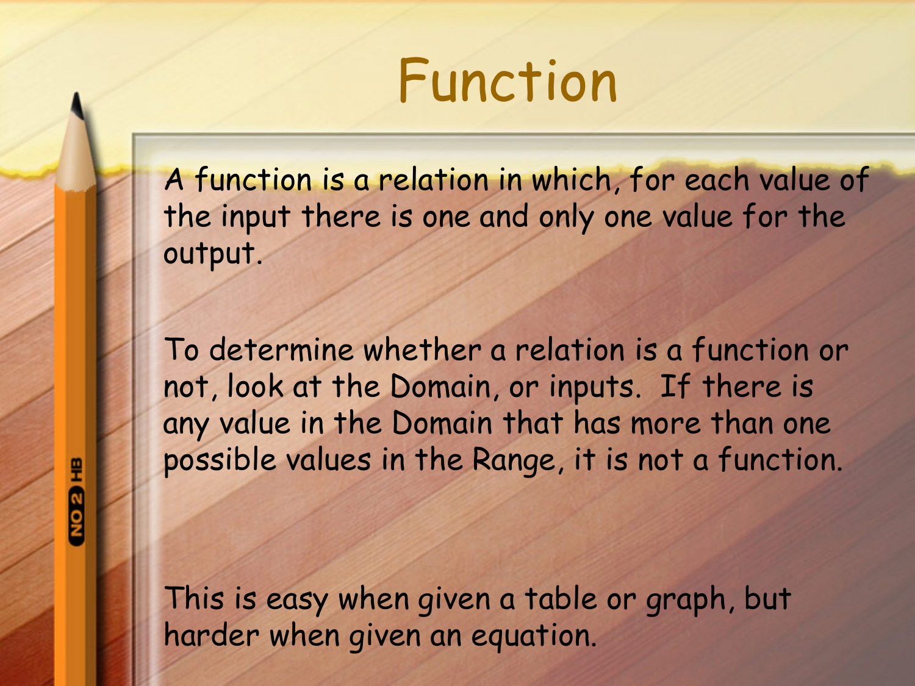# Function

A function is a relation in which, for each value of the input there is one and only one value for the output.

To determine whether a relation is a function or not, look at the Domain, or inputs. If there is any value in the Domain that has more than one possible values in the Range, it is not a function.

This is easy when given a table or graph, but harder when given an equation.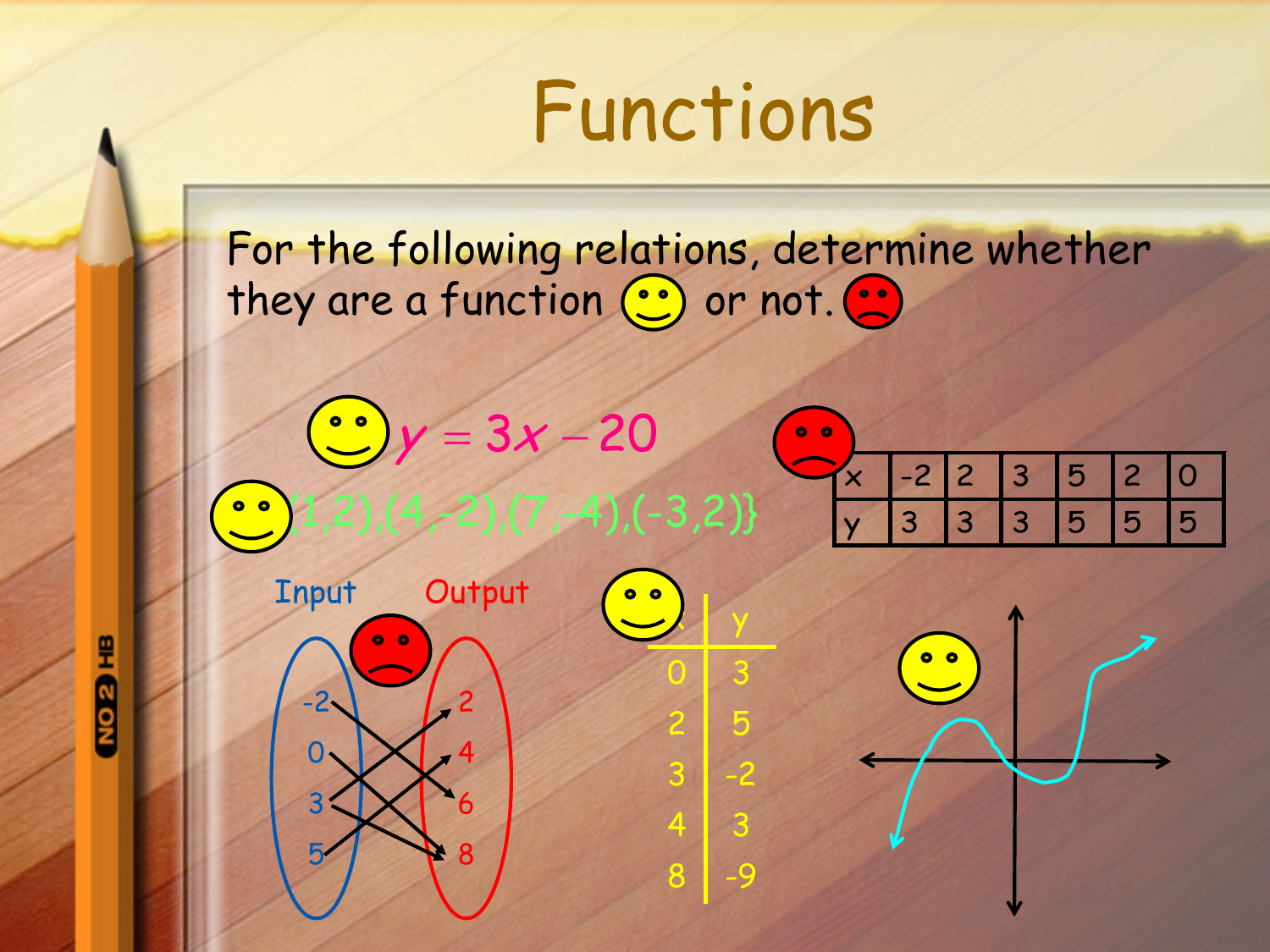# Functions

For the following relations, determine whether they are a function ☺ or not. ☹

☺ $y = 3x - 20$

☺ {(1,2),(4,-2),(7,-4),(-3,2)}

☹

| x | -2 | 2 | 3 | 5 | 2 | 0 |
|---|---|---|---|---|---|---|
| y | 3 | 3 | 3 | 5 | 5 | 5 |

☹

| Input | Output |
|---|---|
| -2 | 2 |
| 0 | 4 |
| 3 | 6 |
| 5 | 8 |

☺

| x | y |
|---|---|
| 0 | 3 |
| 2 | 5 |
| 3 | -2 |
| 4 | 3 |
| 8 | -9 |

☺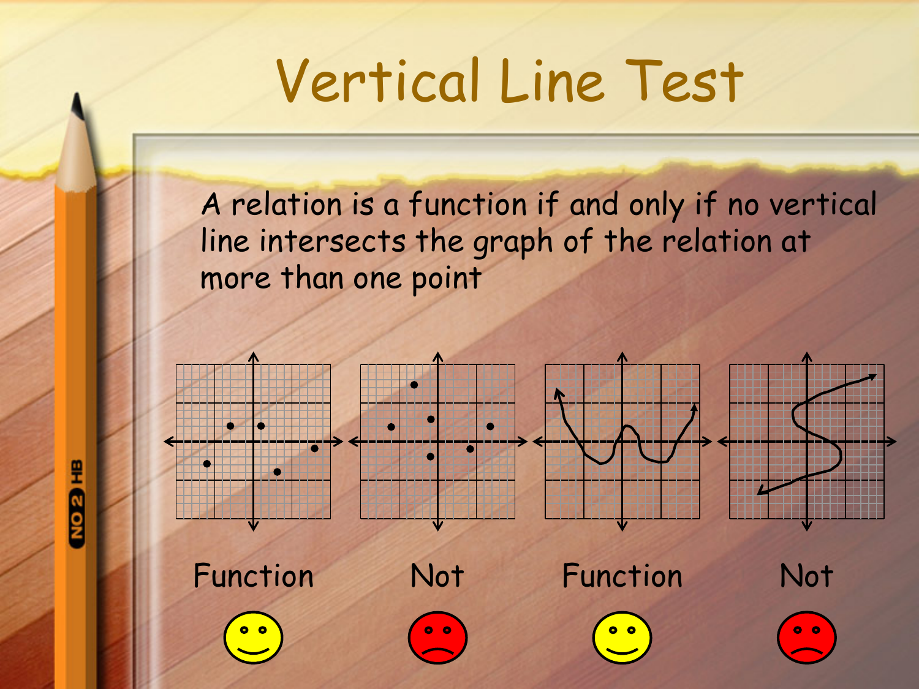# Vertical Line Test

A relation is a function if and only if no vertical line intersects the graph of the relation at more than one point

Function

Not

Function

Not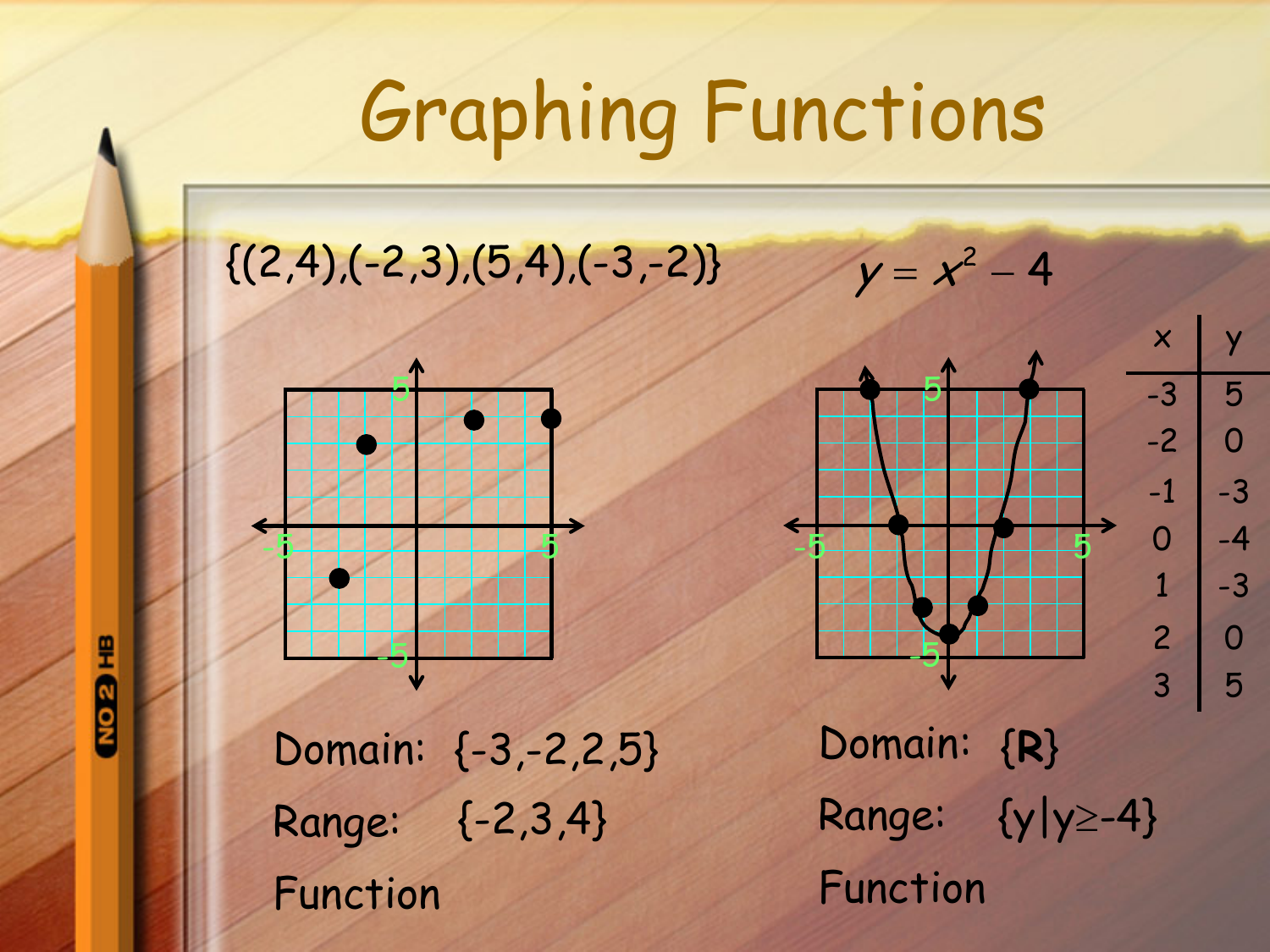# Graphing Functions

{(2,4),(-2,3),(5,4),(-3,-2)}

5

-5

5

-5

Domain: {-3,-2,2,5}

Range: {-2,3,4}

Function

$y = x^2 - 4$

5

-5

5

-5

| x | y |
|---|---|
| -3 | 5 |
| -2 | 0 |
| -1 | -3 |
| 0 | -4 |
| 1 | -3 |
| 2 | 0 |
| 3 | 5 |

Domain: {**R**}

Range: $\{y | y \geq -4\}$

Function